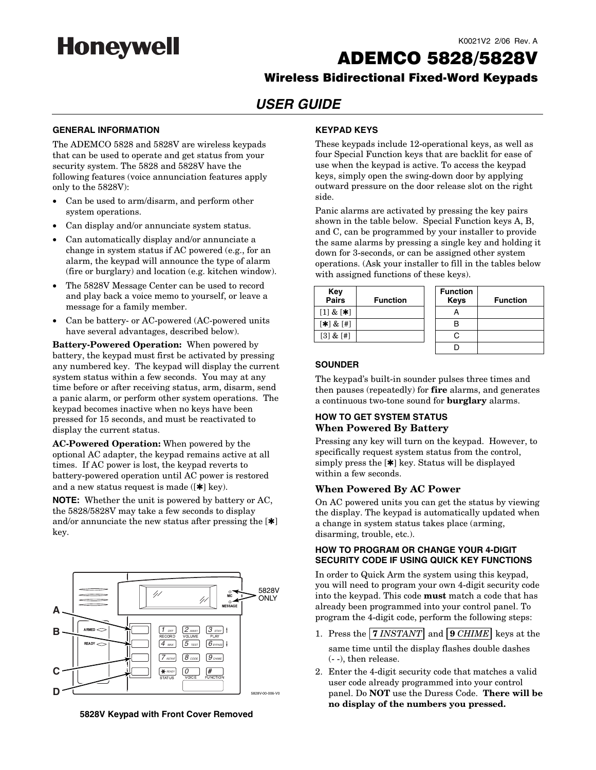K0021V2 2/06 Rev. A

# Honeywell

# ADEMCO 5828/5828V

## Wireless Bidirectional Fixed-Word Keypads

## *USER GUIDE*

### GENERAL INFORMATION

The ADEMCO 5828 and 5828V are wireless keypads that can be used to operate and get status from your security system. The 5828 and 5828V have the following features (voice annunciation features apply only to the 5828V):

- Can be used to arm/disarm, and perform other system operations.
- Can display and/or annunciate system status.
- Can automatically display and/or annunciate a change in system status if AC powered (e.g., for an alarm, the keypad will announce the type of alarm (fire or burglary) and location (e.g. kitchen window).
- The 5828V Message Center can be used to record and play back a voice memo to yourself, or leave a message for a family member.
- Can be battery- or AC-powered (AC-powered units have several advantages, described below).

**Battery-Powered Operation:** When powered by battery, the keypad must first be activated by pressing any numbered key. The keypad will display the current system status within a few seconds. You may at any time before or after receiving status, arm, disarm, send a panic alarm, or perform other system operations. The keypad becomes inactive when no keys have been pressed for 15 seconds, and must be reactivated to display the current status.

**AC-Powered Operation:** When powered by the optional AC adapter, the keypad remains active at all times. If AC power is lost, the keypad reverts to battery-powered operation until AC power is restored and a new status request is made ([✱] key).

**NOTE:** Whether the unit is powered by battery or AC, the 5828/5828V may take a few seconds to display and/or annunciate the new status after pressing the [✱] key.

5828V Keypad with Front Cover Removed

### KEYPAD KEYS

These keypads include 12-operational keys, as well as four Special Function keys that are backlit for ease of use when the keypad is active. To access the keypad keys, simply open the swing-down door by applying outward pressure on the door release slot on the right side.

Panic alarms are activated by pressing the key pairs shown in the table below. Special Function keys A, B, and C, can be programmed by your installer to provide the same alarms by pressing a single key and holding it down for 3-seconds, or can be assigned other system operations. (Ask your installer to fill in the tables below with assigned functions of these keys).

| Key Pairs | Function |
|---|---|
| [1] & [✱] | |
| [✱] & [#] | |
| [3] & [#] | |

| Function Keys | Function |
|---|---|
| A | |
| B | |
| C | |
| D | |

### SOUNDER

The keypad's built-in sounder pulses three times and then pauses (repeatedly) for **fire** alarms, and generates a continuous two-tone sound for **burglary** alarms.

### HOW TO GET SYSTEM STATUS

#### When Powered By Battery

Pressing any key will turn on the keypad. However, to specifically request system status from the control, simply press the [✱] key. Status will be displayed within a few seconds.

#### When Powered By AC Power

On AC powered units you can get the status by viewing the display. The keypad is automatically updated when a change in system status takes place (arming, disarming, trouble, etc.).

### HOW TO PROGRAM OR CHANGE YOUR 4-DIGIT SECURITY CODE IF USING QUICK KEY FUNCTIONS

In order to Quick Arm the system using this keypad, you will need to program your own 4-digit security code into the keypad. This code **must** match a code that has already been programmed into your control panel. To program the 4-digit code, perform the following steps:

1. Press the **7** *INSTANT* and **9** *CHIME* keys at the same time until the display flashes double dashes (- -), then release.
2. Enter the 4-digit security code that matches a valid user code already programmed into your control panel. Do **NOT** use the Duress Code. **There will be no display of the numbers you pressed.**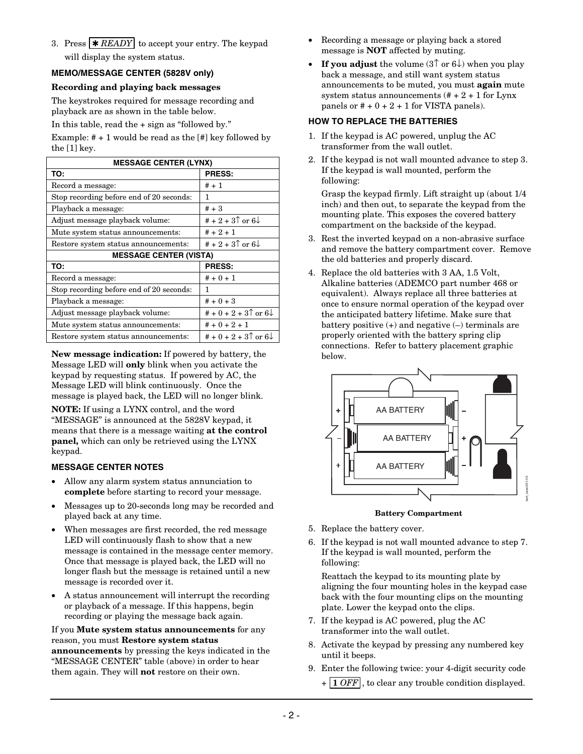3. Press **✱ *READY*** to accept your entry. The keypad will display the system status.

### MEMO/MESSAGE CENTER (5828V only)

**Recording and playing back messages**

The keystrokes required for message recording and playback are as shown in the table below.

In this table, read the + sign as "followed by."

Example: # + 1 would be read as the [#] key followed by the [1] key.

| MESSAGE CENTER (LYNX) | |
|---|---|
| **TO:** | **PRESS:** |
| Record a message: | # + 1 |
| Stop recording before end of 20 seconds: | 1 |
| Playback a message: | # + 3 |
| Adjust message playback volume: | # + 2 + 3↑ or 6↓ |
| Mute system status announcements: | # + 2 + 1 |
| Restore system status announcements: | # + 2 + 3↑ or 6↓ |
| **MESSAGE CENTER (VISTA)** | |
| **TO:** | **PRESS:** |
| Record a message: | # + 0 + 1 |
| Stop recording before end of 20 seconds: | 1 |
| Playback a message: | # + 0 + 3 |
| Adjust message playback volume: | # + 0 + 2 + 3↑ or 6↓ |
| Mute system status announcements: | # + 0 + 2 + 1 |
| Restore system status announcements: | # + 0 + 2 + 3↑ or 6↓ |

**New message indication:** If powered by battery, the Message LED will **only** blink when you activate the keypad by requesting status. If powered by AC, the Message LED will blink continuously. Once the message is played back, the LED will no longer blink.

**NOTE:** If using a LYNX control, and the word "MESSAGE" is announced at the 5828V keypad, it means that there is a message waiting **at the control panel,** which can only be retrieved using the LYNX keypad.

### MESSAGE CENTER NOTES

- Allow any alarm system status annunciation to **complete** before starting to record your message.
- Messages up to 20-seconds long may be recorded and played back at any time.
- When messages are first recorded, the red message LED will continuously flash to show that a new message is contained in the message center memory. Once that message is played back, the LED will no longer flash but the message is retained until a new message is recorded over it.
- A status announcement will interrupt the recording or playback of a message. If this happens, begin recording or playing the message back again.

If you **Mute system status announcements** for any reason, you must **Restore system status announcements** by pressing the keys indicated in the "MESSAGE CENTER" table (above) in order to hear them again. They will **not** restore on their own.

- Recording a message or playing back a stored message is **NOT** affected by muting.
- **If you adjust** the volume (3↑ or 6↓) when you play back a message, and still want system status announcements to be muted, you must **again** mute system status announcements (# + 2 + 1 for Lynx panels or # + 0 + 2 + 1 for VISTA panels).

### HOW TO REPLACE THE BATTERIES

1. If the keypad is AC powered, unplug the AC transformer from the wall outlet.
2. If the keypad is not wall mounted advance to step 3. If the keypad is wall mounted, perform the following:

   Grasp the keypad firmly. Lift straight up (about 1/4 inch) and then out, to separate the keypad from the mounting plate. This exposes the covered battery compartment on the backside of the keypad.
3. Rest the inverted keypad on a non-abrasive surface and remove the battery compartment cover. Remove the old batteries and properly discard.
4. Replace the old batteries with 3 AA, 1.5 Volt, Alkaline batteries (ADEMCO part number 468 or equivalent). Always replace all three batteries at once to ensure normal operation of the keypad over the anticipated battery lifetime. Make sure that battery positive (+) and negative (–) terminals are properly oriented with the battery spring clip connections. Refer to battery placement graphic below.

**Battery Compartment**

5. Replace the battery cover.
6. If the keypad is not wall mounted advance to step 7. If the keypad is wall mounted, perform the following:

   Reattach the keypad to its mounting plate by aligning the four mounting holes in the keypad case back with the four mounting clips on the mounting plate. Lower the keypad onto the clips.
7. If the keypad is AC powered, plug the AC transformer into the wall outlet.
8. Activate the keypad by pressing any numbered key until it beeps.
9. Enter the following twice: your 4-digit security code + **1 *OFF***, to clear any trouble condition displayed.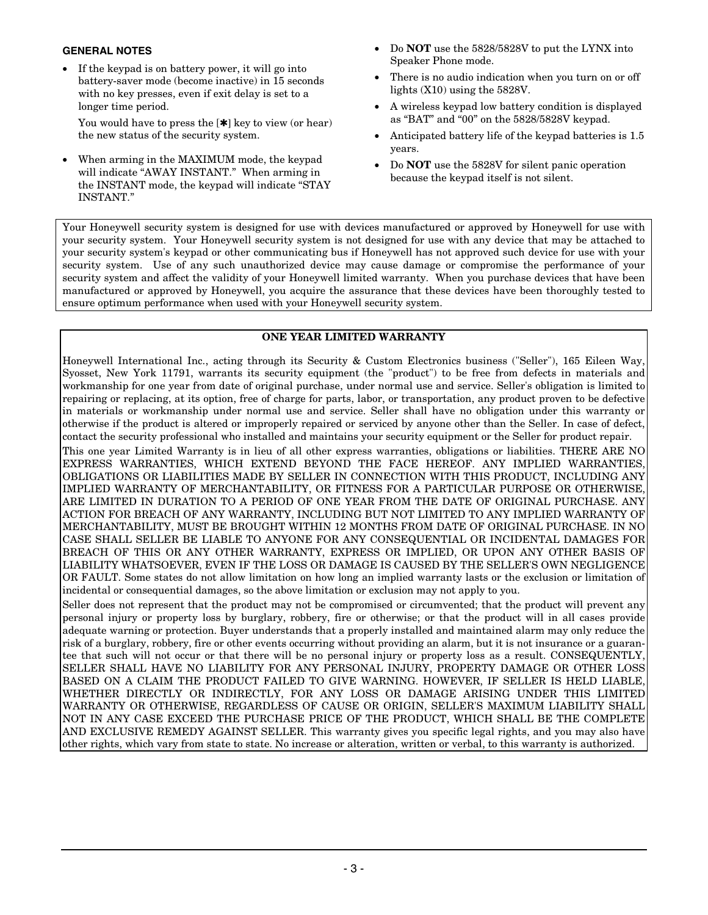**GENERAL NOTES**

- If the keypad is on battery power, it will go into battery-saver mode (become inactive) in 15 seconds with no key presses, even if exit delay is set to a longer time period.

  You would have to press the [✱] key to view (or hear) the new status of the security system.

- When arming in the MAXIMUM mode, the keypad will indicate "AWAY INSTANT." When arming in the INSTANT mode, the keypad will indicate "STAY INSTANT."
- Do **NOT** use the 5828/5828V to put the LYNX into Speaker Phone mode.
- There is no audio indication when you turn on or off lights (X10) using the 5828V.
- A wireless keypad low battery condition is displayed as "BAT" and "00" on the 5828/5828V keypad.
- Anticipated battery life of the keypad batteries is 1.5 years.
- Do **NOT** use the 5828V for silent panic operation because the keypad itself is not silent.

Your Honeywell security system is designed for use with devices manufactured or approved by Honeywell for use with your security system. Your Honeywell security system is not designed for use with any device that may be attached to your security system's keypad or other communicating bus if Honeywell has not approved such device for use with your security system. Use of any such unauthorized device may cause damage or compromise the performance of your security system and affect the validity of your Honeywell limited warranty. When you purchase devices that have been manufactured or approved by Honeywell, you acquire the assurance that these devices have been thoroughly tested to ensure optimum performance when used with your Honeywell security system.

**ONE YEAR LIMITED WARRANTY**

Honeywell International Inc., acting through its Security & Custom Electronics business ("Seller"), 165 Eileen Way, Syosset, New York 11791, warrants its security equipment (the "product") to be free from defects in materials and workmanship for one year from date of original purchase, under normal use and service. Seller's obligation is limited to repairing or replacing, at its option, free of charge for parts, labor, or transportation, any product proven to be defective in materials or workmanship under normal use and service. Seller shall have no obligation under this warranty or otherwise if the product is altered or improperly repaired or serviced by anyone other than the Seller. In case of defect, contact the security professional who installed and maintains your security equipment or the Seller for product repair.

This one year Limited Warranty is in lieu of all other express warranties, obligations or liabilities. THERE ARE NO EXPRESS WARRANTIES, WHICH EXTEND BEYOND THE FACE HEREOF. ANY IMPLIED WARRANTIES, OBLIGATIONS OR LIABILITIES MADE BY SELLER IN CONNECTION WITH THIS PRODUCT, INCLUDING ANY IMPLIED WARRANTY OF MERCHANTABILITY, OR FITNESS FOR A PARTICULAR PURPOSE OR OTHERWISE, ARE LIMITED IN DURATION TO A PERIOD OF ONE YEAR FROM THE DATE OF ORIGINAL PURCHASE. ANY ACTION FOR BREACH OF ANY WARRANTY, INCLUDING BUT NOT LIMITED TO ANY IMPLIED WARRANTY OF MERCHANTABILITY, MUST BE BROUGHT WITHIN 12 MONTHS FROM DATE OF ORIGINAL PURCHASE. IN NO CASE SHALL SELLER BE LIABLE TO ANYONE FOR ANY CONSEQUENTIAL OR INCIDENTAL DAMAGES FOR BREACH OF THIS OR ANY OTHER WARRANTY, EXPRESS OR IMPLIED, OR UPON ANY OTHER BASIS OF LIABILITY WHATSOEVER, EVEN IF THE LOSS OR DAMAGE IS CAUSED BY THE SELLER'S OWN NEGLIGENCE OR FAULT. Some states do not allow limitation on how long an implied warranty lasts or the exclusion or limitation of incidental or consequential damages, so the above limitation or exclusion may not apply to you.

Seller does not represent that the product may not be compromised or circumvented; that the product will prevent any personal injury or property loss by burglary, robbery, fire or otherwise; or that the product will in all cases provide adequate warning or protection. Buyer understands that a properly installed and maintained alarm may only reduce the risk of a burglary, robbery, fire or other events occurring without providing an alarm, but it is not insurance or a guarantee that such will not occur or that there will be no personal injury or property loss as a result. CONSEQUENTLY, SELLER SHALL HAVE NO LIABILITY FOR ANY PERSONAL INJURY, PROPERTY DAMAGE OR OTHER LOSS BASED ON A CLAIM THE PRODUCT FAILED TO GIVE WARNING. HOWEVER, IF SELLER IS HELD LIABLE, WHETHER DIRECTLY OR INDIRECTLY, FOR ANY LOSS OR DAMAGE ARISING UNDER THIS LIMITED WARRANTY OR OTHERWISE, REGARDLESS OF CAUSE OR ORIGIN, SELLER'S MAXIMUM LIABILITY SHALL NOT IN ANY CASE EXCEED THE PURCHASE PRICE OF THE PRODUCT, WHICH SHALL BE THE COMPLETE AND EXCLUSIVE REMEDY AGAINST SELLER. This warranty gives you specific legal rights, and you may also have other rights, which vary from state to state. No increase or alteration, written or verbal, to this warranty is authorized.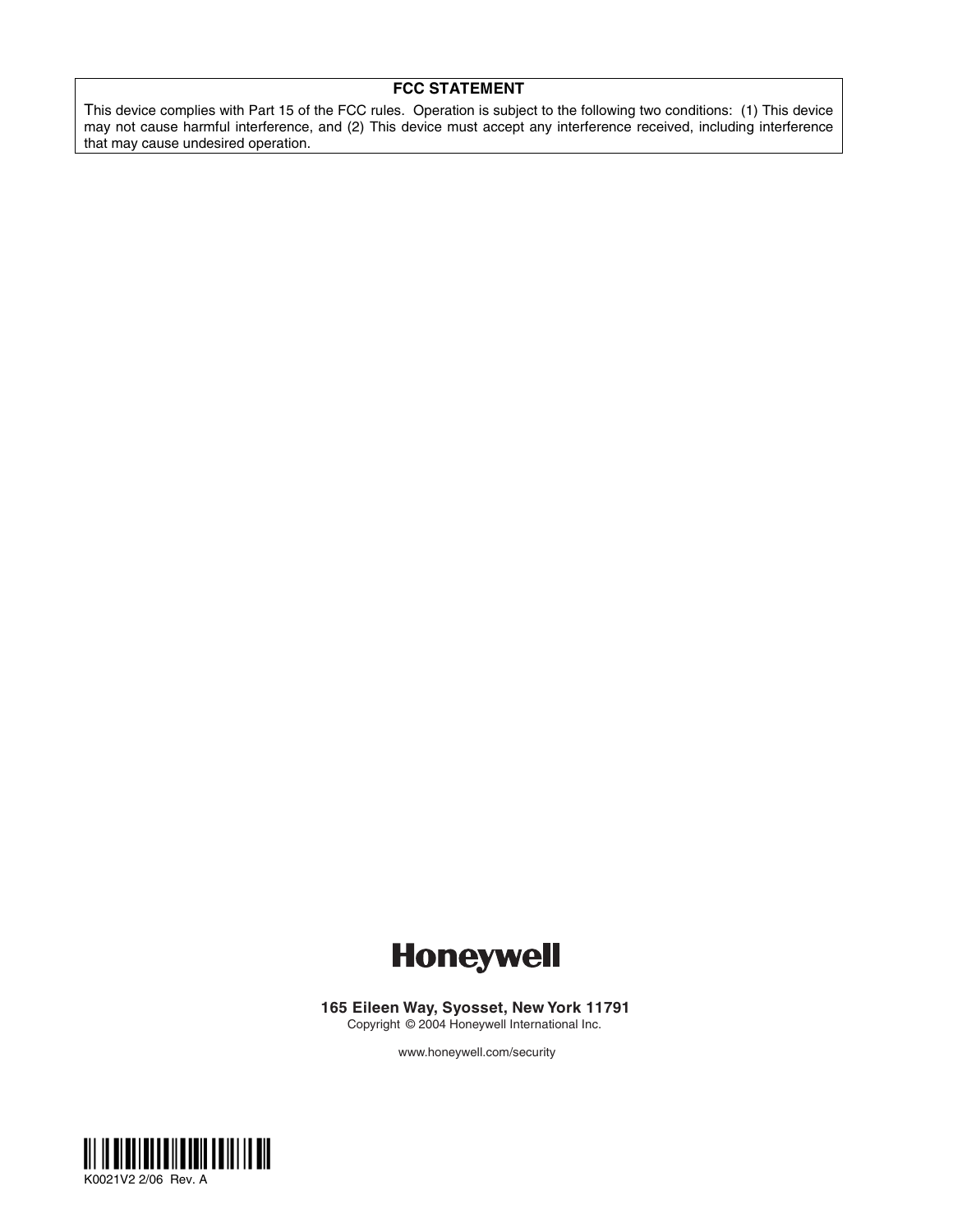## FCC STATEMENT

This device complies with Part 15 of the FCC rules. Operation is subject to the following two conditions: (1) This device may not cause harmful interference, and (2) This device must accept any interference received, including interference that may cause undesired operation.

**Honeywell**

**165 Eileen Way, Syosset, New York 11791**

Copyright © 2004 Honeywell International Inc.

www.honeywell.com/security

K0021V2 2/06 Rev. A